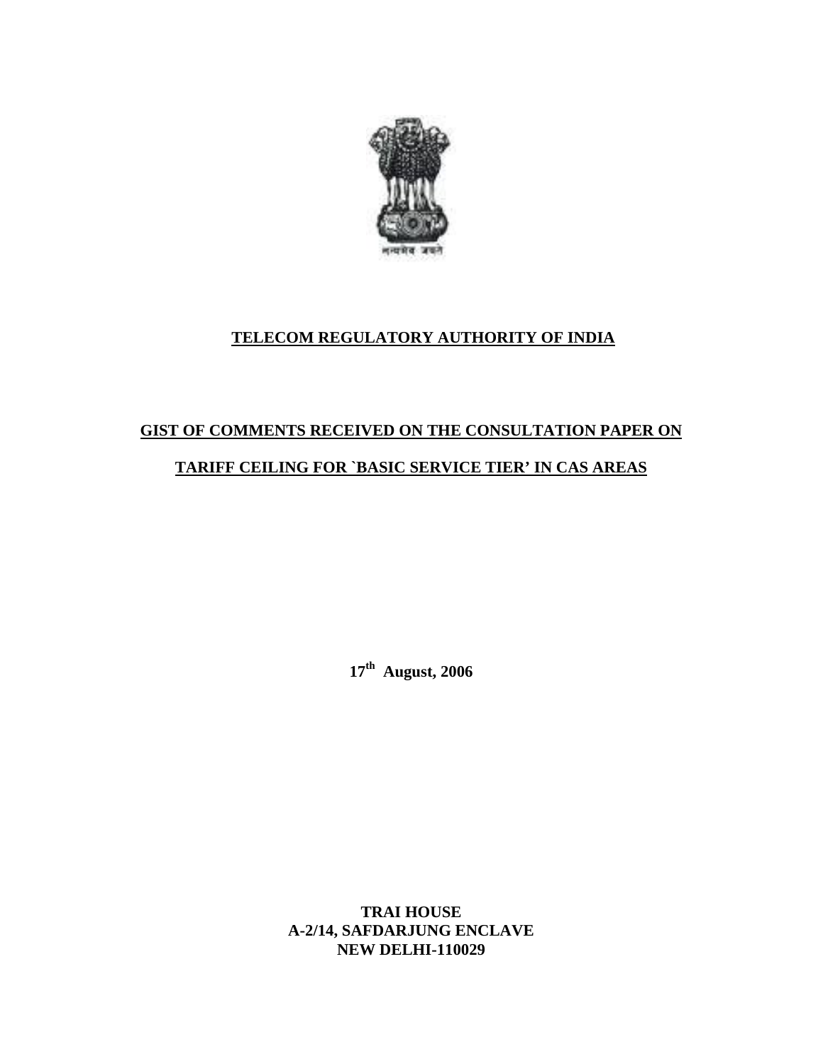# TELECOM REGULATORY AUTHORITY OF INDIA

## GIST OF COMMENTS RECEIVED ON THE CONSULTATION PAPER ON TARIFF CEILING FOR `BASIC SERVICE TIER' IN CAS AREAS

**17th August, 2006**

**TRAI HOUSE**
**A-2/14, SAFDARJUNG ENCLAVE**
**NEW DELHI-110029**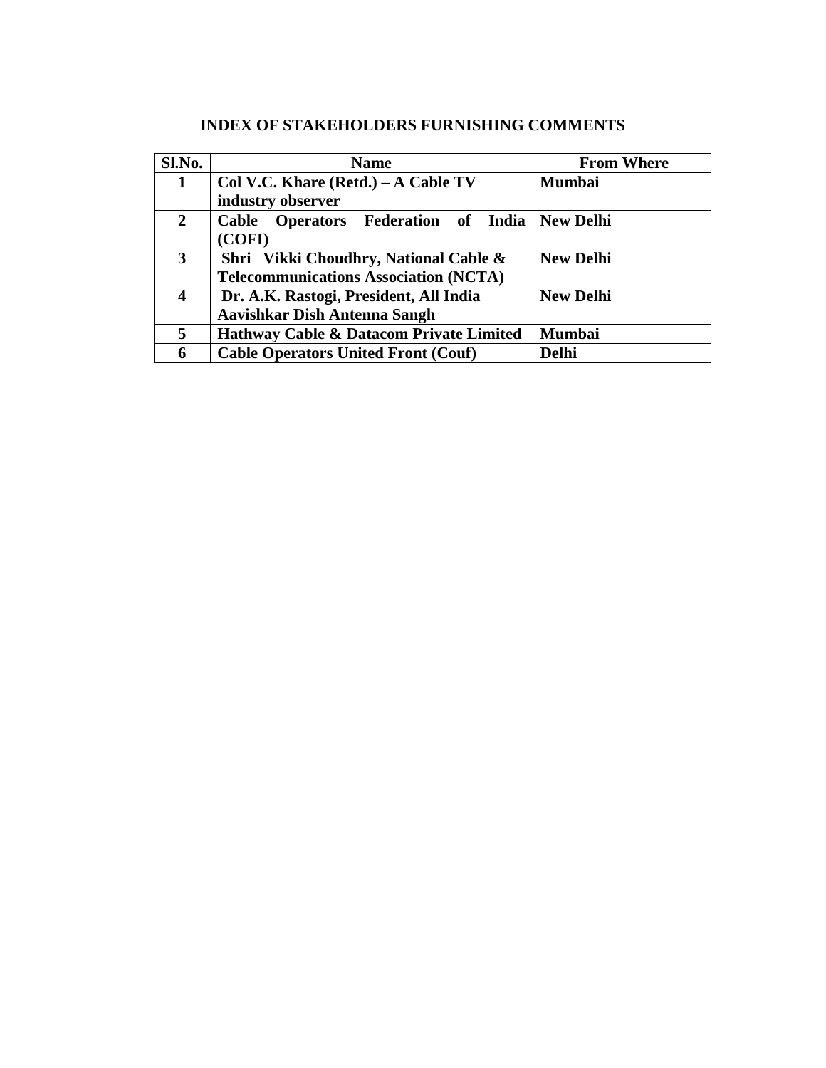# INDEX OF STAKEHOLDERS FURNISHING COMMENTS

| Sl.No. | Name | From Where |
|---|---|---|
| **1** | **Col V.C. Khare (Retd.) – A Cable TV industry observer** | **Mumbai** |
| **2** | **Cable Operators Federation of India (COFI)** | **New Delhi** |
| **3** | **Shri Vikki Choudhry, National Cable & Telecommunications Association (NCTA)** | **New Delhi** |
| **4** | **Dr. A.K. Rastogi, President, All India Aavishkar Dish Antenna Sangh** | **New Delhi** |
| **5** | **Hathway Cable & Datacom Private Limited** | **Mumbai** |
| **6** | **Cable Operators United Front (Couf)** | **Delhi** |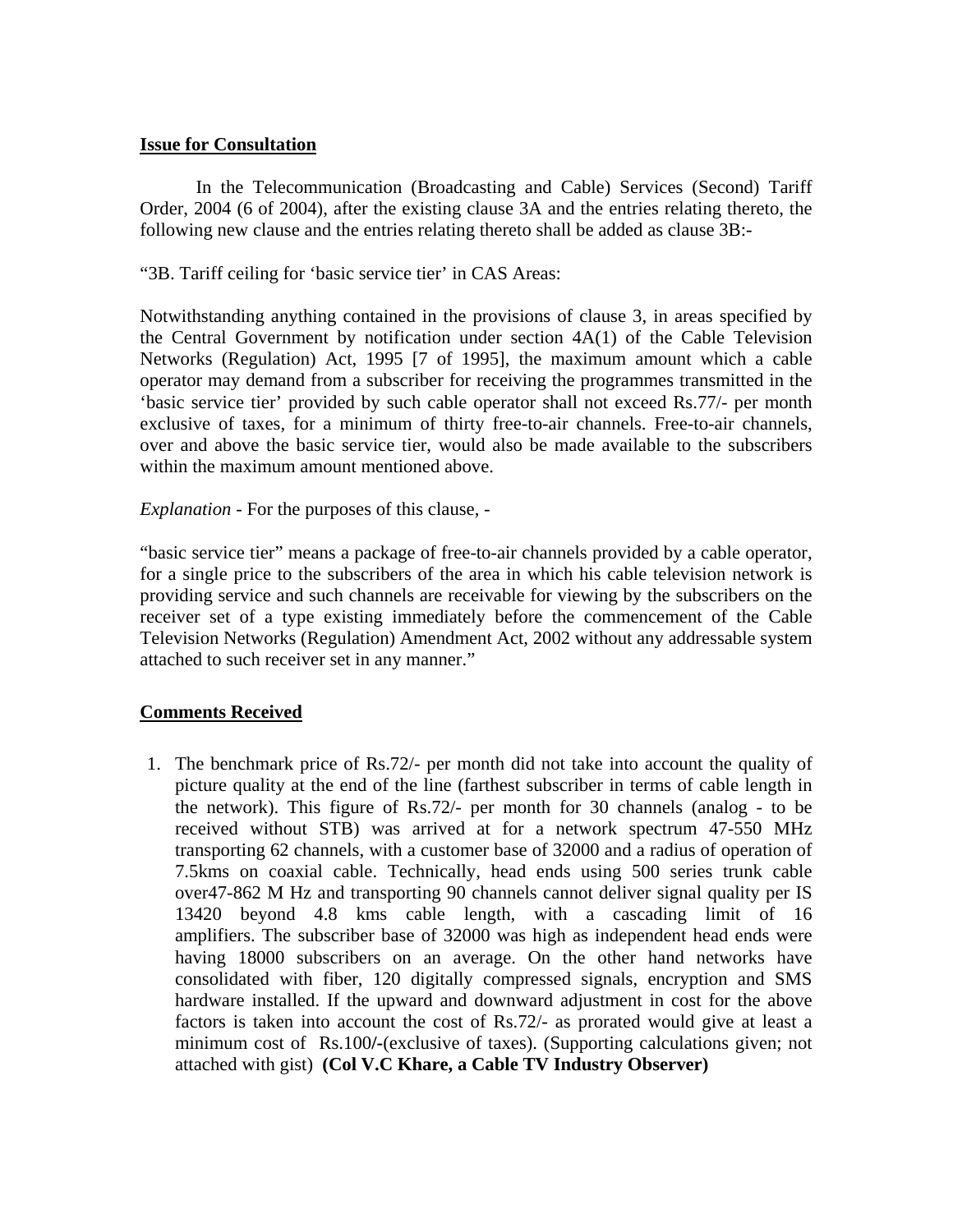**Issue for Consultation**

In the Telecommunication (Broadcasting and Cable) Services (Second) Tariff Order, 2004 (6 of 2004), after the existing clause 3A and the entries relating thereto, the following new clause and the entries relating thereto shall be added as clause 3B:-

"3B. Tariff ceiling for 'basic service tier' in CAS Areas:

Notwithstanding anything contained in the provisions of clause 3, in areas specified by the Central Government by notification under section 4A(1) of the Cable Television Networks (Regulation) Act, 1995 [7 of 1995], the maximum amount which a cable operator may demand from a subscriber for receiving the programmes transmitted in the 'basic service tier' provided by such cable operator shall not exceed Rs.77/- per month exclusive of taxes, for a minimum of thirty free-to-air channels. Free-to-air channels, over and above the basic service tier, would also be made available to the subscribers within the maximum amount mentioned above.

*Explanation* - For the purposes of this clause, -

"basic service tier" means a package of free-to-air channels provided by a cable operator, for a single price to the subscribers of the area in which his cable television network is providing service and such channels are receivable for viewing by the subscribers on the receiver set of a type existing immediately before the commencement of the Cable Television Networks (Regulation) Amendment Act, 2002 without any addressable system attached to such receiver set in any manner."

**Comments Received**

1. The benchmark price of Rs.72/- per month did not take into account the quality of picture quality at the end of the line (farthest subscriber in terms of cable length in the network). This figure of Rs.72/- per month for 30 channels (analog - to be received without STB) was arrived at for a network spectrum 47-550 MHz transporting 62 channels, with a customer base of 32000 and a radius of operation of 7.5kms on coaxial cable. Technically, head ends using 500 series trunk cable over47-862 M Hz and transporting 90 channels cannot deliver signal quality per IS 13420 beyond 4.8 kms cable length, with a cascading limit of 16 amplifiers. The subscriber base of 32000 was high as independent head ends were having 18000 subscribers on an average. On the other hand networks have consolidated with fiber, 120 digitally compressed signals, encryption and SMS hardware installed. If the upward and downward adjustment in cost for the above factors is taken into account the cost of Rs.72/- as prorated would give at least a minimum cost of Rs.100/-(exclusive of taxes). (Supporting calculations given; not attached with gist) **(Col V.C Khare, a Cable TV Industry Observer)**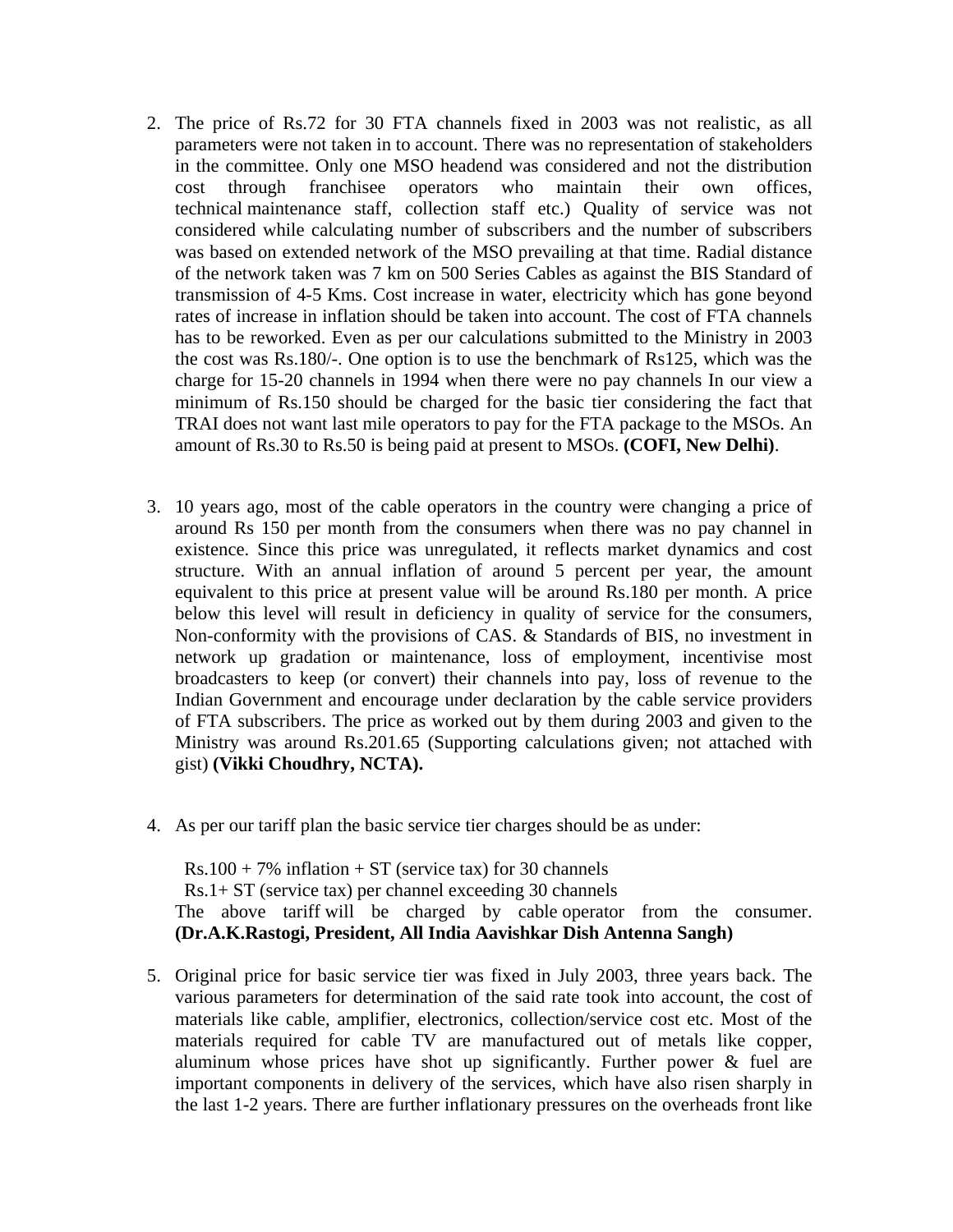2. The price of Rs.72 for 30 FTA channels fixed in 2003 was not realistic, as all parameters were not taken in to account. There was no representation of stakeholders in the committee. Only one MSO headend was considered and not the distribution cost through franchisee operators who maintain their own offices, technical maintenance staff, collection staff etc.) Quality of service was not considered while calculating number of subscribers and the number of subscribers was based on extended network of the MSO prevailing at that time. Radial distance of the network taken was 7 km on 500 Series Cables as against the BIS Standard of transmission of 4-5 Kms. Cost increase in water, electricity which has gone beyond rates of increase in inflation should be taken into account. The cost of FTA channels has to be reworked. Even as per our calculations submitted to the Ministry in 2003 the cost was Rs.180/-. One option is to use the benchmark of Rs125, which was the charge for 15-20 channels in 1994 when there were no pay channels In our view a minimum of Rs.150 should be charged for the basic tier considering the fact that TRAI does not want last mile operators to pay for the FTA package to the MSOs. An amount of Rs.30 to Rs.50 is being paid at present to MSOs. **(COFI, New Delhi)**.

3. 10 years ago, most of the cable operators in the country were changing a price of around Rs 150 per month from the consumers when there was no pay channel in existence. Since this price was unregulated, it reflects market dynamics and cost structure. With an annual inflation of around 5 percent per year, the amount equivalent to this price at present value will be around Rs.180 per month. A price below this level will result in deficiency in quality of service for the consumers, Non-conformity with the provisions of CAS. & Standards of BIS, no investment in network up gradation or maintenance, loss of employment, incentivise most broadcasters to keep (or convert) their channels into pay, loss of revenue to the Indian Government and encourage under declaration by the cable service providers of FTA subscribers. The price as worked out by them during 2003 and given to the Ministry was around Rs.201.65 (Supporting calculations given; not attached with gist) **(Vikki Choudhry, NCTA).**

4. As per our tariff plan the basic service tier charges should be as under:

   Rs.100 + 7% inflation + ST (service tax) for 30 channels
   Rs.1+ ST (service tax) per channel exceeding 30 channels
   The above tariff will be charged by cable operator from the consumer. **(Dr.A.K.Rastogi, President, All India Aavishkar Dish Antenna Sangh)**

5. Original price for basic service tier was fixed in July 2003, three years back. The various parameters for determination of the said rate took into account, the cost of materials like cable, amplifier, electronics, collection/service cost etc. Most of the materials required for cable TV are manufactured out of metals like copper, aluminum whose prices have shot up significantly. Further power & fuel are important components in delivery of the services, which have also risen sharply in the last 1-2 years. There are further inflationary pressures on the overheads front like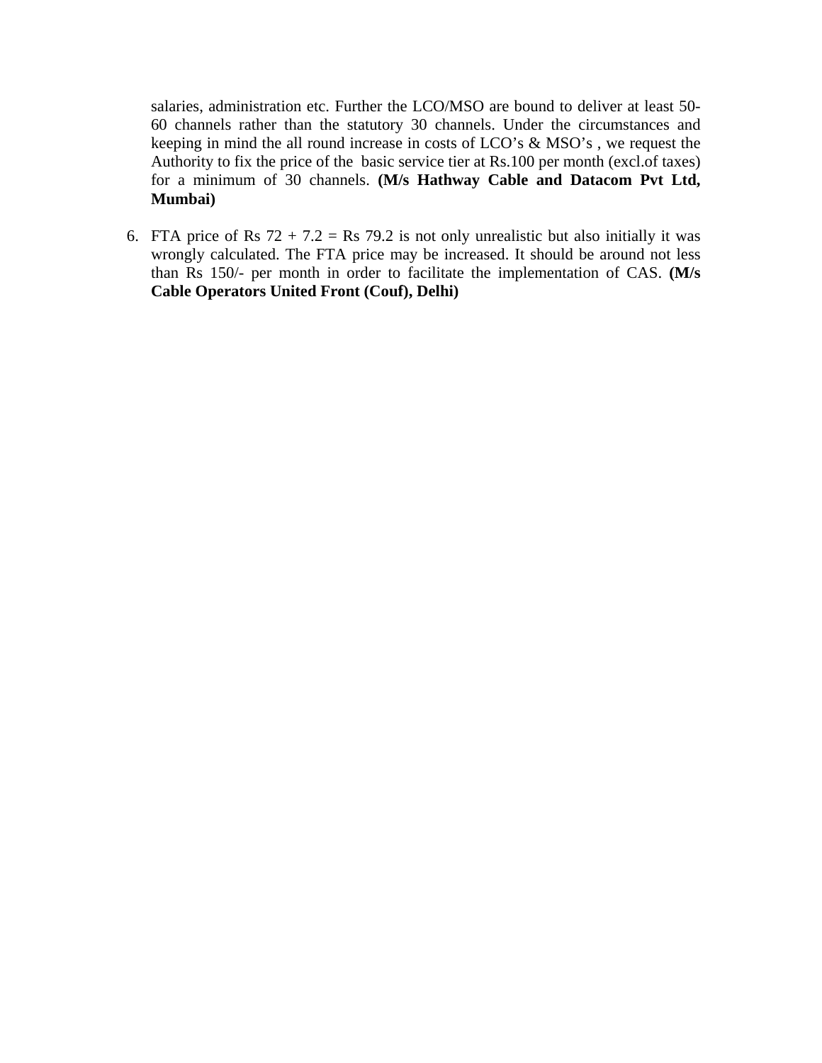salaries, administration etc. Further the LCO/MSO are bound to deliver at least 50-60 channels rather than the statutory 30 channels. Under the circumstances and keeping in mind the all round increase in costs of LCO's & MSO's , we request the Authority to fix the price of the basic service tier at Rs.100 per month (excl.of taxes) for a minimum of 30 channels. **(M/s Hathway Cable and Datacom Pvt Ltd, Mumbai)**

6. FTA price of Rs 72 + 7.2 = Rs 79.2 is not only unrealistic but also initially it was wrongly calculated. The FTA price may be increased. It should be around not less than Rs 150/- per month in order to facilitate the implementation of CAS. **(M/s Cable Operators United Front (Couf), Delhi)**